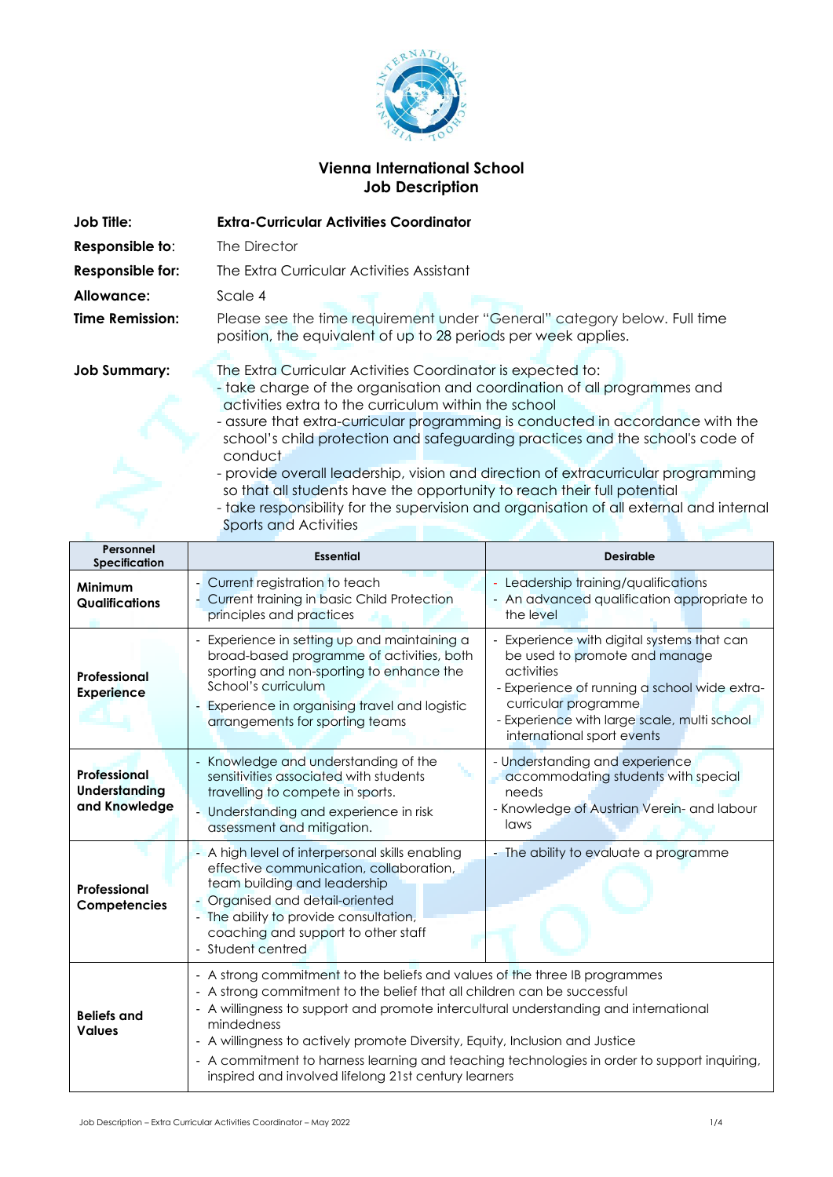# Vienna International School
## Job Description

**Job Title:** **Extra-Curricular Activities Coordinator**

**Responsible to:** The Director

**Responsible for:** The Extra Curricular Activities Assistant

**Allowance:** Scale 4

**Time Remission:** Please see the time requirement under "General" category below. Full time position, the equivalent of up to 28 periods per week applies.

**Job Summary:** The Extra Curricular Activities Coordinator is expected to:
- take charge of the organisation and coordination of all programmes and activities extra to the curriculum within the school
- assure that extra-curricular programming is conducted in accordance with the school's child protection and safeguarding practices and the school's code of conduct
- provide overall leadership, vision and direction of extracurricular programming so that all students have the opportunity to reach their full potential
- take responsibility for the supervision and organisation of all external and internal Sports and Activities

| Personnel Specification | Essential | Desirable |
| --- | --- | --- |
| **Minimum Qualifications** | - Current registration to teach<br>- Current training in basic Child Protection principles and practices | - Leadership training/qualifications<br>- An advanced qualification appropriate to the level |
| **Professional Experience** | - Experience in setting up and maintaining a broad-based programme of activities, both sporting and non-sporting to enhance the School's curriculum<br>- Experience in organising travel and logistic arrangements for sporting teams | - Experience with digital systems that can be used to promote and manage activities<br>- Experience of running a school wide extra-curricular programme<br>- Experience with large scale, multi school international sport events |
| **Professional Understanding and Knowledge** | - Knowledge and understanding of the sensitivities associated with students travelling to compete in sports.<br>- Understanding and experience in risk assessment and mitigation. | - Understanding and experience accommodating students with special needs<br>- Knowledge of Austrian Verein- and labour laws |
| **Professional Competencies** | - A high level of interpersonal skills enabling effective communication, collaboration, team building and leadership<br>- Organised and detail-oriented<br>- The ability to provide consultation, coaching and support to other staff<br>- Student centred | - The ability to evaluate a programme |
| **Beliefs and Values** | - A strong commitment to the beliefs and values of the three IB programmes<br>- A strong commitment to the belief that all children can be successful<br>- A willingness to support and promote intercultural understanding and international mindedness<br>- A willingness to actively promote Diversity, Equity, Inclusion and Justice<br>- A commitment to harness learning and teaching technologies in order to support inquiring, inspired and involved lifelong 21st century learners | |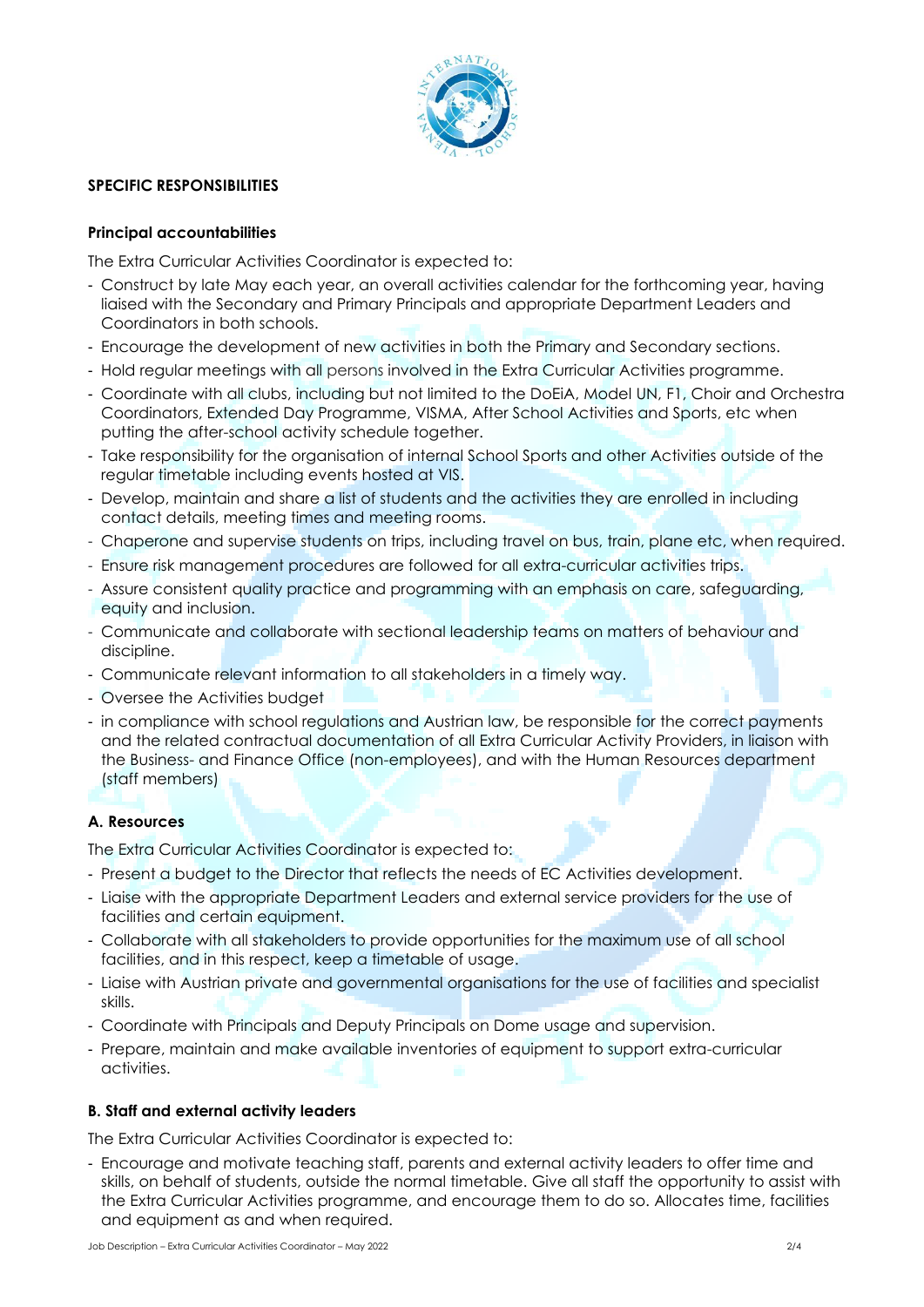## SPECIFIC RESPONSIBILITIES

### Principal accountabilities

The Extra Curricular Activities Coordinator is expected to:

- Construct by late May each year, an overall activities calendar for the forthcoming year, having liaised with the Secondary and Primary Principals and appropriate Department Leaders and Coordinators in both schools.
- Encourage the development of new activities in both the Primary and Secondary sections.
- Hold regular meetings with all persons involved in the Extra Curricular Activities programme.
- Coordinate with all clubs, including but not limited to the DoEiA, Model UN, F1, Choir and Orchestra Coordinators, Extended Day Programme, VISMA, After School Activities and Sports, etc when putting the after-school activity schedule together.
- Take responsibility for the organisation of internal School Sports and other Activities outside of the regular timetable including events hosted at VIS.
- Develop, maintain and share a list of students and the activities they are enrolled in including contact details, meeting times and meeting rooms.
- Chaperone and supervise students on trips, including travel on bus, train, plane etc, when required.
- Ensure risk management procedures are followed for all extra-curricular activities trips.
- Assure consistent quality practice and programming with an emphasis on care, safeguarding, equity and inclusion.
- Communicate and collaborate with sectional leadership teams on matters of behaviour and discipline.
- Communicate relevant information to all stakeholders in a timely way.
- Oversee the Activities budget
- in compliance with school regulations and Austrian law, be responsible for the correct payments and the related contractual documentation of all Extra Curricular Activity Providers, in liaison with the Business- and Finance Office (non-employees), and with the Human Resources department (staff members)

### A. Resources

The Extra Curricular Activities Coordinator is expected to:

- Present a budget to the Director that reflects the needs of EC Activities development.
- Liaise with the appropriate Department Leaders and external service providers for the use of facilities and certain equipment.
- Collaborate with all stakeholders to provide opportunities for the maximum use of all school facilities, and in this respect, keep a timetable of usage.
- Liaise with Austrian private and governmental organisations for the use of facilities and specialist skills.
- Coordinate with Principals and Deputy Principals on Dome usage and supervision.
- Prepare, maintain and make available inventories of equipment to support extra-curricular activities.

### B. Staff and external activity leaders

The Extra Curricular Activities Coordinator is expected to:

- Encourage and motivate teaching staff, parents and external activity leaders to offer time and skills, on behalf of students, outside the normal timetable. Give all staff the opportunity to assist with the Extra Curricular Activities programme, and encourage them to do so. Allocates time, facilities and equipment as and when required.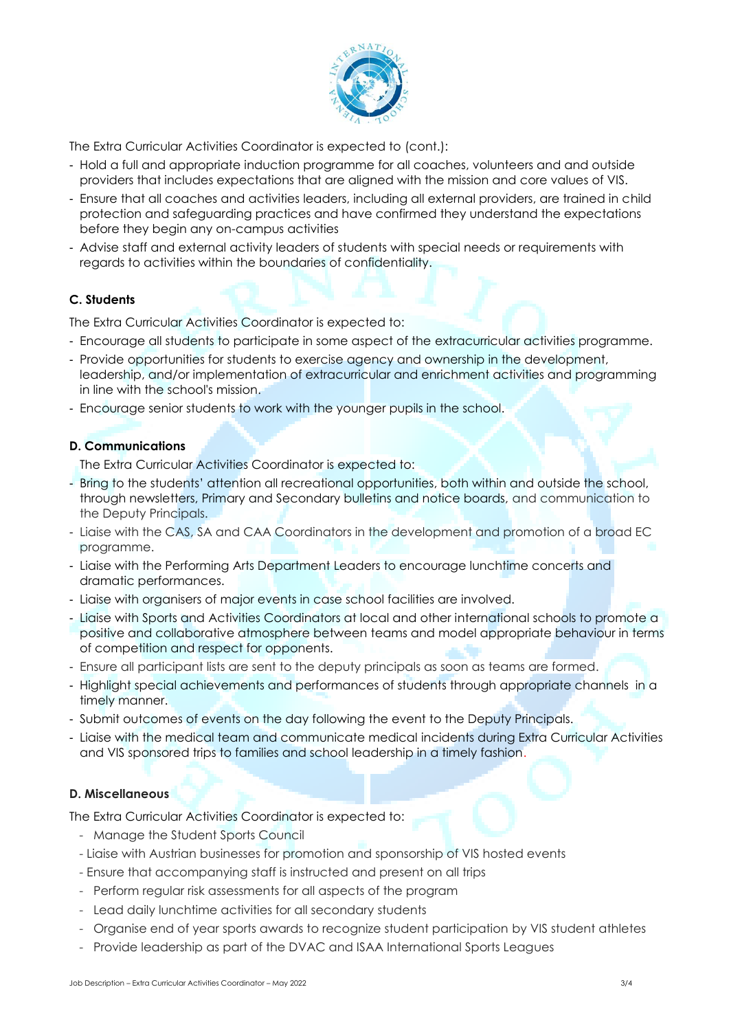The Extra Curricular Activities Coordinator is expected to (cont.):

- Hold a full and appropriate induction programme for all coaches, volunteers and and outside providers that includes expectations that are aligned with the mission and core values of VIS.
- Ensure that all coaches and activities leaders, including all external providers, are trained in child protection and safeguarding practices and have confirmed they understand the expectations before they begin any on-campus activities
- Advise staff and external activity leaders of students with special needs or requirements with regards to activities within the boundaries of confidentiality.

**C. Students**

The Extra Curricular Activities Coordinator is expected to:

- Encourage all students to participate in some aspect of the extracurricular activities programme.
- Provide opportunities for students to exercise agency and ownership in the development, leadership, and/or implementation of extracurricular and enrichment activities and programming in line with the school's mission.
- Encourage senior students to work with the younger pupils in the school.

**D. Communications**

The Extra Curricular Activities Coordinator is expected to:

- Bring to the students' attention all recreational opportunities, both within and outside the school, through newsletters, Primary and Secondary bulletins and notice boards, and communication to the Deputy Principals.
- Liaise with the CAS, SA and CAA Coordinators in the development and promotion of a broad EC programme.
- Liaise with the Performing Arts Department Leaders to encourage lunchtime concerts and dramatic performances.
- Liaise with organisers of major events in case school facilities are involved.
- Liaise with Sports and Activities Coordinators at local and other international schools to promote a positive and collaborative atmosphere between teams and model appropriate behaviour in terms of competition and respect for opponents.
- Ensure all participant lists are sent to the deputy principals as soon as teams are formed.
- Highlight special achievements and performances of students through appropriate channels in a timely manner.
- Submit outcomes of events on the day following the event to the Deputy Principals.
- Liaise with the medical team and communicate medical incidents during Extra Curricular Activities and VIS sponsored trips to families and school leadership in a timely fashion.

**D. Miscellaneous**

The Extra Curricular Activities Coordinator is expected to:

- Manage the Student Sports Council
- Liaise with Austrian businesses for promotion and sponsorship of VIS hosted events
- Ensure that accompanying staff is instructed and present on all trips
- Perform regular risk assessments for all aspects of the program
- Lead daily lunchtime activities for all secondary students
- Organise end of year sports awards to recognize student participation by VIS student athletes
- Provide leadership as part of the DVAC and ISAA International Sports Leagues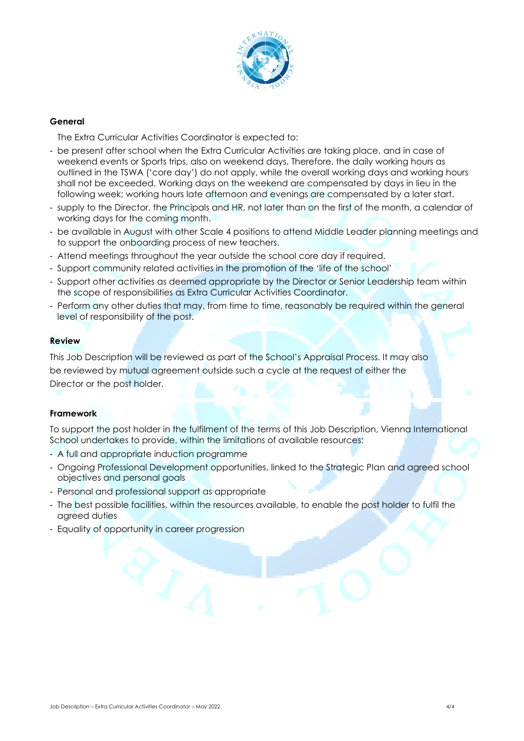**General**

The Extra Curricular Activities Coordinator is expected to:

- be present after school when the Extra Curricular Activities are taking place, and in case of weekend events or Sports trips, also on weekend days. Therefore, the daily working hours as outlined in the TSWA ('core day') do not apply, while the overall working days and working hours shall not be exceeded. Working days on the weekend are compensated by days in lieu in the following week; working hours late afternoon and evenings are compensated by a later start.
- supply to the Director, the Principals and HR, not later than on the first of the month, a calendar of working days for the coming month.
- be available in August with other Scale 4 positions to attend Middle Leader planning meetings and to support the onboarding process of new teachers.
- Attend meetings throughout the year outside the school core day if required.
- Support community related activities in the promotion of the 'life of the school'
- Support other activities as deemed appropriate by the Director or Senior Leadership team within the scope of responsibilities as Extra Curricular Activities Coordinator.
- Perform any other duties that may, from time to time, reasonably be required within the general level of responsibility of the post.

**Review**

This Job Description will be reviewed as part of the School's Appraisal Process. It may also be reviewed by mutual agreement outside such a cycle at the request of either the Director or the post holder.

**Framework**

To support the post holder in the fulfilment of the terms of this Job Description, Vienna International School undertakes to provide, within the limitations of available resources:

- A full and appropriate induction programme
- Ongoing Professional Development opportunities, linked to the Strategic Plan and agreed school objectives and personal goals
- Personal and professional support as appropriate
- The best possible facilities, within the resources available, to enable the post holder to fulfil the agreed duties
- Equality of opportunity in career progression